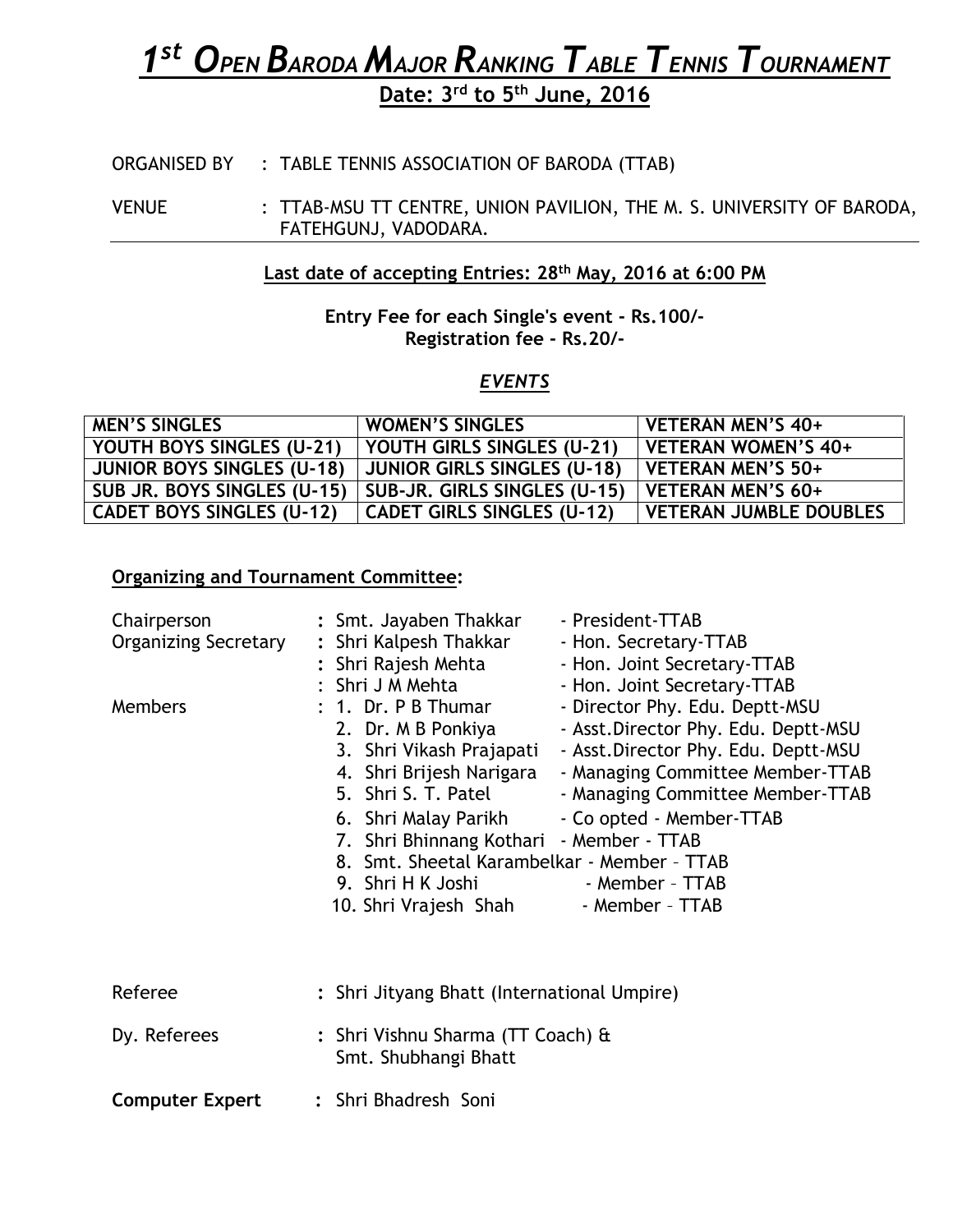# *1st Open Baroda Major Ranking Table Tennis Tournament*

**Date: 3rd to 5th June, 2016**

ORGANISED BY : TABLE TENNIS ASSOCIATION OF BARODA (TTAB)

VENUE : TTAB-MSU TT CENTRE, UNION PAVILION, THE M. S. UNIVERSITY OF BARODA, FATEHGUNJ, VADODARA.

---

**Last date of accepting Entries: 28th May, 2016 at 6:00 PM**

**Entry Fee for each Single's event - Rs.100/-**
**Registration fee - Rs.20/-**

## *EVENTS*

| MEN'S SINGLES | WOMEN'S SINGLES | VETERAN MEN'S 40+ |
|---|---|---|
| YOUTH BOYS SINGLES (U-21) | YOUTH GIRLS SINGLES (U-21) | VETERAN WOMEN'S 40+ |
| JUNIOR BOYS SINGLES (U-18) | JUNIOR GIRLS SINGLES (U-18) | VETERAN MEN'S 50+ |
| SUB JR. BOYS SINGLES (U-15) | SUB-JR. GIRLS SINGLES (U-15) | VETERAN MEN'S 60+ |
| CADET BOYS SINGLES (U-12) | CADET GIRLS SINGLES (U-12) | VETERAN JUMBLE DOUBLES |

**Organizing and Tournament Committee:**

| | | |
|---|---|---|
| Chairperson | : Smt. Jayaben Thakkar | - President-TTAB |
| Organizing Secretary | : Shri Kalpesh Thakkar | - Hon. Secretary-TTAB |
| | : Shri Rajesh Mehta | - Hon. Joint Secretary-TTAB |
| | : Shri J M Mehta | - Hon. Joint Secretary-TTAB |
| Members | : 1. Dr. P B Thumar | - Director Phy. Edu. Deptt-MSU |
| | 2. Dr. M B Ponkiya | - Asst.Director Phy. Edu. Deptt-MSU |
| | 3. Shri Vikash Prajapati | - Asst.Director Phy. Edu. Deptt-MSU |
| | 4. Shri Brijesh Narigara | - Managing Committee Member-TTAB |
| | 5. Shri S. T. Patel | - Managing Committee Member-TTAB |
| | 6. Shri Malay Parikh | - Co opted - Member-TTAB |
| | 7. Shri Bhinnang Kothari | - Member - TTAB |
| | 8. Smt. Sheetal Karambelkar | - Member – TTAB |
| | 9. Shri H K Joshi | - Member – TTAB |
| | 10. Shri Vrajesh Shah | - Member – TTAB |

Referee : Shri Jityang Bhatt (International Umpire)

Dy. Referees : Shri Vishnu Sharma (TT Coach) & Smt. Shubhangi Bhatt

**Computer Expert** : Shri Bhadresh Soni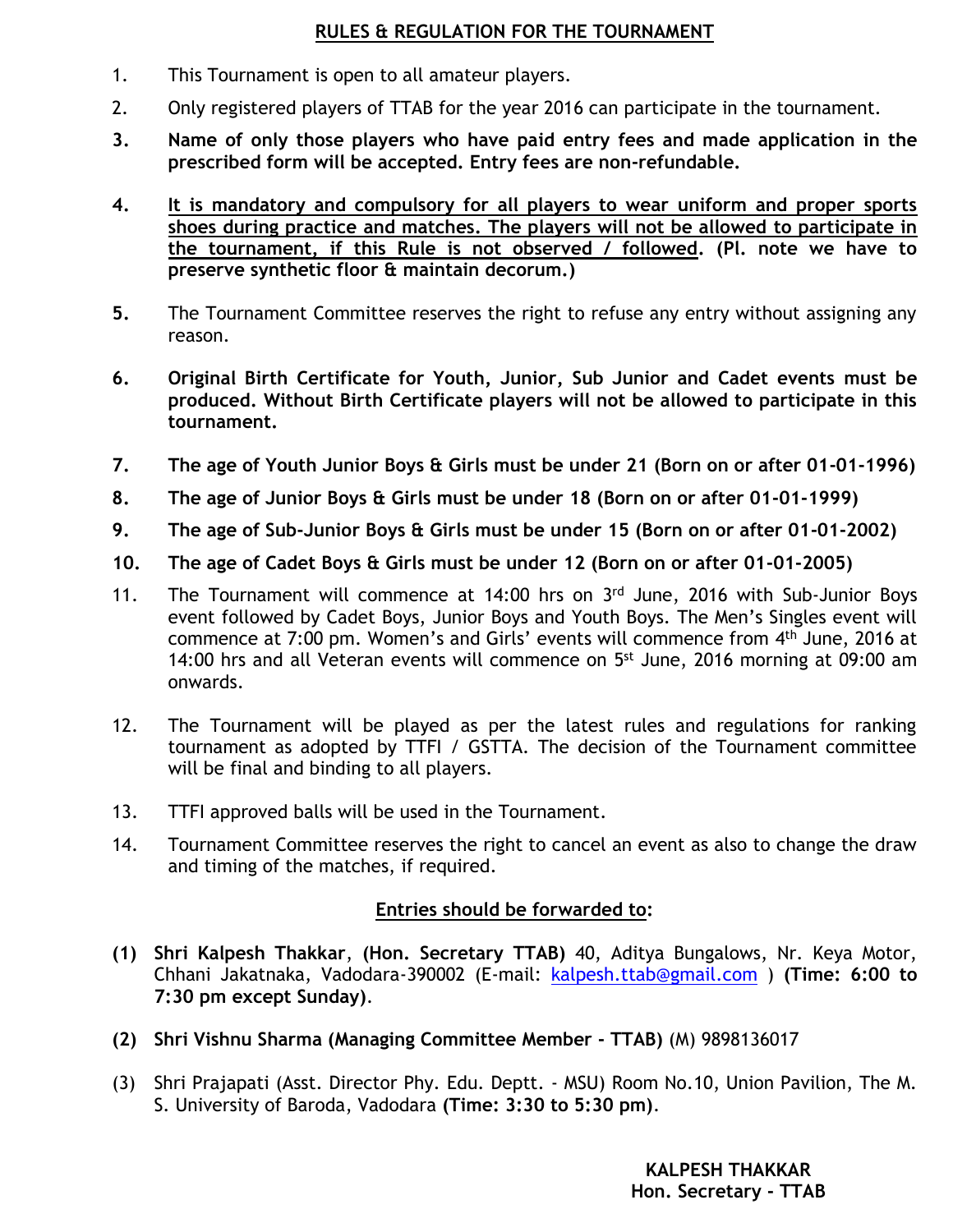## RULES & REGULATION FOR THE TOURNAMENT

1. This Tournament is open to all amateur players.
2. Only registered players of TTAB for the year 2016 can participate in the tournament.
3. **Name of only those players who have paid entry fees and made application in the prescribed form will be accepted. Entry fees are non-refundable.**
4. **It is mandatory and compulsory for all players to wear uniform and proper sports shoes during practice and matches. The players will not be allowed to participate in the tournament, if this Rule is not observed / followed. (Pl. note we have to preserve synthetic floor & maintain decorum.)**
5. The Tournament Committee reserves the right to refuse any entry without assigning any reason.
6. **Original Birth Certificate for Youth, Junior, Sub Junior and Cadet events must be produced. Without Birth Certificate players will not be allowed to participate in this tournament.**
7. **The age of Youth Junior Boys & Girls must be under 21 (Born on or after 01-01-1996)**
8. **The age of Junior Boys & Girls must be under 18 (Born on or after 01-01-1999)**
9. **The age of Sub-Junior Boys & Girls must be under 15 (Born on or after 01-01-2002)**
10. **The age of Cadet Boys & Girls must be under 12 (Born on or after 01-01-2005)**
11. The Tournament will commence at 14:00 hrs on 3rd June, 2016 with Sub-Junior Boys event followed by Cadet Boys, Junior Boys and Youth Boys. The Men's Singles event will commence at 7:00 pm. Women's and Girls' events will commence from 4th June, 2016 at 14:00 hrs and all Veteran events will commence on 5st June, 2016 morning at 09:00 am onwards.
12. The Tournament will be played as per the latest rules and regulations for ranking tournament as adopted by TTFI / GSTTA. The decision of the Tournament committee will be final and binding to all players.
13. TTFI approved balls will be used in the Tournament.
14. Tournament Committee reserves the right to cancel an event as also to change the draw and timing of the matches, if required.

### Entries should be forwarded to:

**(1) Shri Kalpesh Thakkar**, **(Hon. Secretary TTAB)** 40, Aditya Bungalows, Nr. Keya Motor, Chhani Jakatnaka, Vadodara-390002 (E-mail: kalpesh.ttab@gmail.com ) **(Time: 6:00 to 7:30 pm except Sunday)**.

**(2) Shri Vishnu Sharma (Managing Committee Member - TTAB)** (M) 9898136017

(3) Shri Prajapati (Asst. Director Phy. Edu. Deptt. - MSU) Room No.10, Union Pavilion, The M. S. University of Baroda, Vadodara **(Time: 3:30 to 5:30 pm)**.

**KALPESH THAKKAR**
**Hon. Secretary - TTAB**